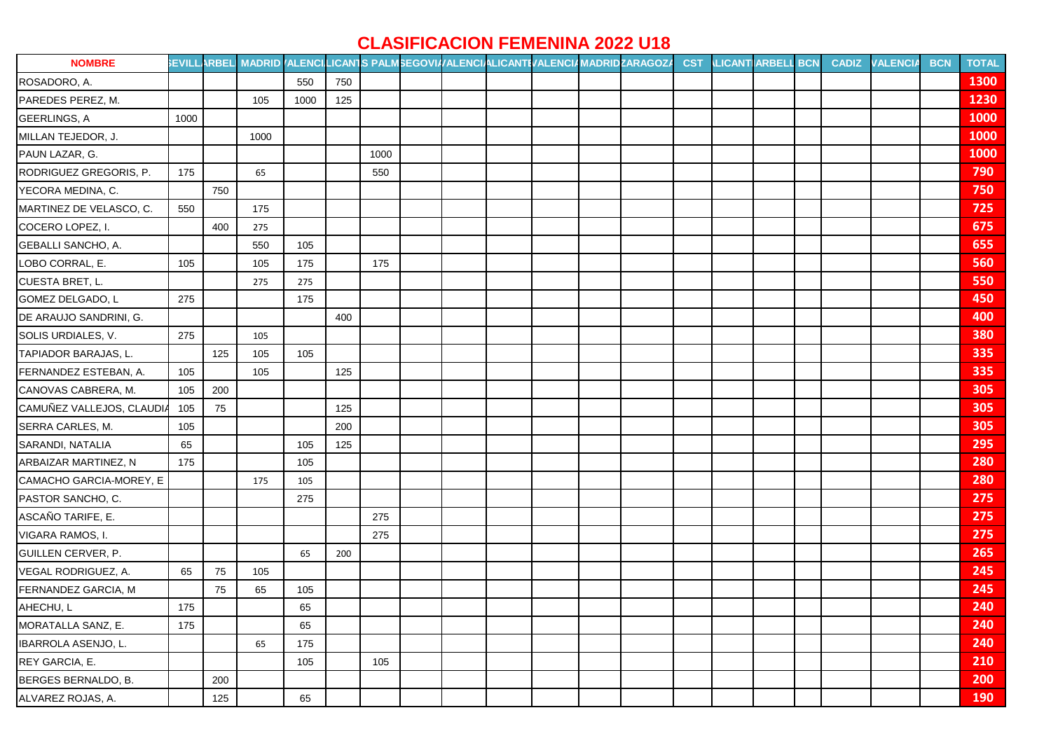# CLASIFICACION FEMENINA 2022 U18

| NOMBRE | SEVILL | ARBEL | MADRID | VALENCI | LICANT | S PALM | SEGOVIA | VALENCI | ALICANT | VALENCI | MADRID | ZARAGOZA | CST | ALICANT | ARBELL | BCN | CADIZ | VALENCIA | BCN | TOTAL |
|---|---|---|---|---|---|---|---|---|---|---|---|---|---|---|---|---|---|---|---|---|
| ROSADORO, A. | | | | 550 | 750 | | | | | | | | | | | | | | | 1300 |
| PAREDES PEREZ, M. | | | 105 | 1000 | 125 | | | | | | | | | | | | | | | 1230 |
| GEERLINGS, A | 1000 | | | | | | | | | | | | | | | | | | | 1000 |
| MILLAN TEJEDOR, J. | | | 1000 | | | | | | | | | | | | | | | | | 1000 |
| PAUN LAZAR, G. | | | | | | 1000 | | | | | | | | | | | | | | 1000 |
| RODRIGUEZ GREGORIS, P. | 175 | | 65 | | | 550 | | | | | | | | | | | | | | 790 |
| YECORA MEDINA, C. | | 750 | | | | | | | | | | | | | | | | | | 750 |
| MARTINEZ DE VELASCO, C. | 550 | | 175 | | | | | | | | | | | | | | | | | 725 |
| COCERO LOPEZ, I. | | 400 | 275 | | | | | | | | | | | | | | | | | 675 |
| GEBALLI SANCHO, A. | | | 550 | 105 | | | | | | | | | | | | | | | | 655 |
| LOBO CORRAL, E. | 105 | | 105 | 175 | | 175 | | | | | | | | | | | | | | 560 |
| CUESTA BRET, L. | | | 275 | 275 | | | | | | | | | | | | | | | | 550 |
| GOMEZ DELGADO, L | 275 | | | 175 | | | | | | | | | | | | | | | | 450 |
| DE ARAUJO SANDRINI, G. | | | | | 400 | | | | | | | | | | | | | | | 400 |
| SOLIS URDIALES, V. | 275 | | 105 | | | | | | | | | | | | | | | | | 380 |
| TAPIADOR BARAJAS, L. | | 125 | 105 | 105 | | | | | | | | | | | | | | | | 335 |
| FERNANDEZ ESTEBAN, A. | 105 | | 105 | | 125 | | | | | | | | | | | | | | | 335 |
| CANOVAS CABRERA, M. | 105 | 200 | | | | | | | | | | | | | | | | | | 305 |
| CAMUÑEZ VALLEJOS, CLAUDIA | 105 | 75 | | | 125 | | | | | | | | | | | | | | | 305 |
| SERRA CARLES, M. | 105 | | | | 200 | | | | | | | | | | | | | | | 305 |
| SARANDI, NATALIA | 65 | | | 105 | 125 | | | | | | | | | | | | | | | 295 |
| ARBAIZAR MARTINEZ, N | 175 | | | 105 | | | | | | | | | | | | | | | | 280 |
| CAMACHO GARCIA-MOREY, E | | | 175 | 105 | | | | | | | | | | | | | | | | 280 |
| PASTOR SANCHO, C. | | | | 275 | | | | | | | | | | | | | | | | 275 |
| ASCAÑO TARIFE, E. | | | | | | 275 | | | | | | | | | | | | | | 275 |
| VIGARA RAMOS, I. | | | | | | 275 | | | | | | | | | | | | | | 275 |
| GUILLEN CERVER, P. | | | | 65 | 200 | | | | | | | | | | | | | | | 265 |
| VEGAL RODRIGUEZ, A. | 65 | 75 | 105 | | | | | | | | | | | | | | | | | 245 |
| FERNANDEZ GARCIA, M | | 75 | 65 | 105 | | | | | | | | | | | | | | | | 245 |
| AHECHU, L | 175 | | | 65 | | | | | | | | | | | | | | | | 240 |
| MORATALLA SANZ, E. | 175 | | | 65 | | | | | | | | | | | | | | | | 240 |
| IBARROLA ASENJO, L. | | | 65 | 175 | | | | | | | | | | | | | | | | 240 |
| REY GARCIA, E. | | | | 105 | | 105 | | | | | | | | | | | | | | 210 |
| BERGES BERNALDO, B. | | 200 | | | | | | | | | | | | | | | | | | 200 |
| ALVAREZ ROJAS, A. | | 125 | | 65 | | | | | | | | | | | | | | | | 190 |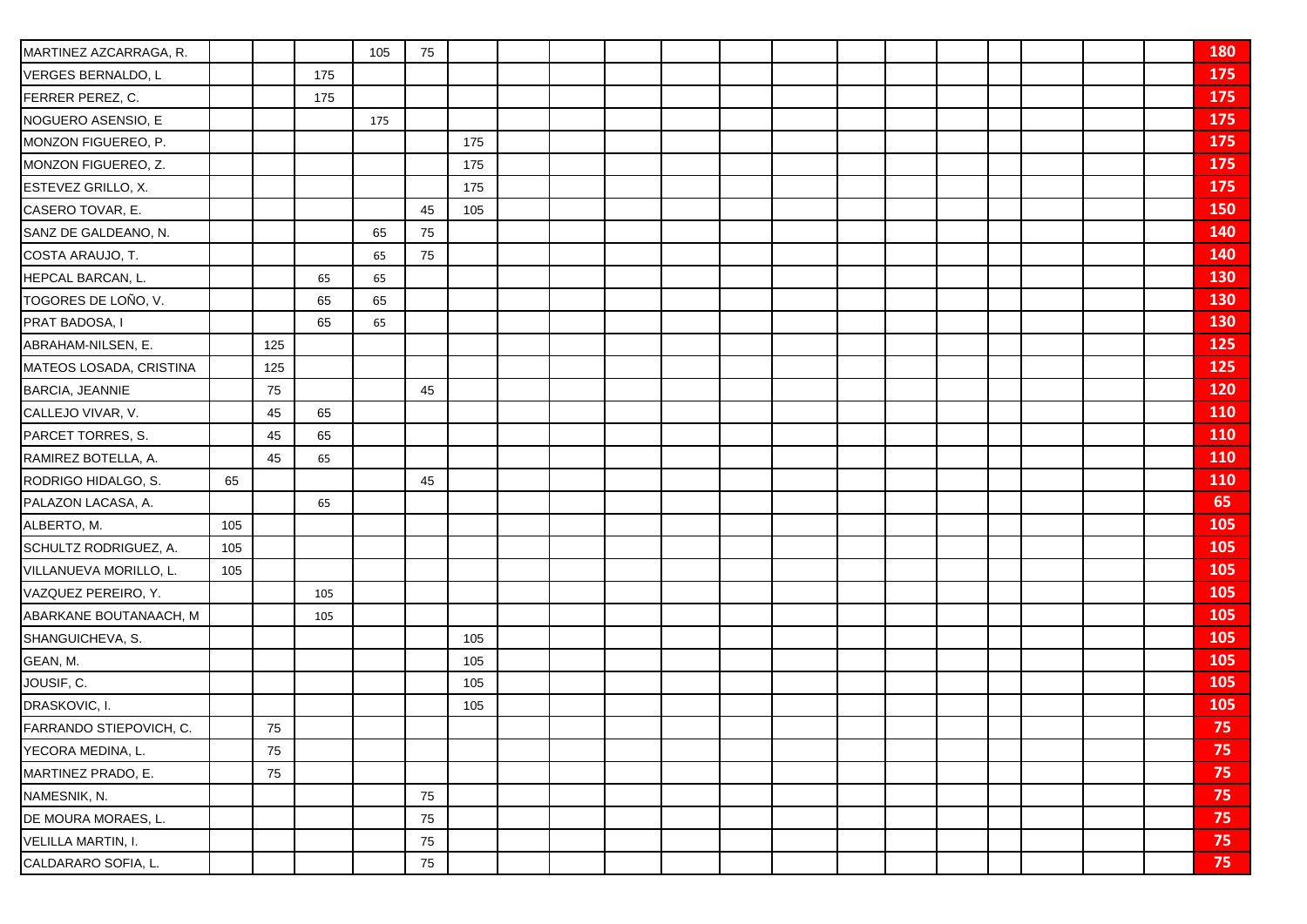| | | | | | | | | | | | | | | | | | | | | |
|---|---|---|---|---|---|---|---|---|---|---|---|---|---|---|---|---|---|---|---|---|
| MARTINEZ AZCARRAGA, R. | | | | 105 | 75 | | | | | | | | | | | | | | | **180** |
| VERGES BERNALDO, L | | | 175 | | | | | | | | | | | | | | | | | **175** |
| FERRER PEREZ, C. | | | 175 | | | | | | | | | | | | | | | | | **175** |
| NOGUERO ASENSIO, E | | | | 175 | | | | | | | | | | | | | | | | **175** |
| MONZON FIGUEREO, P. | | | | | | 175 | | | | | | | | | | | | | | **175** |
| MONZON FIGUEREO, Z. | | | | | | 175 | | | | | | | | | | | | | | **175** |
| ESTEVEZ GRILLO, X. | | | | | | 175 | | | | | | | | | | | | | | **175** |
| CASERO TOVAR, E. | | | | | 45 | 105 | | | | | | | | | | | | | | **150** |
| SANZ DE GALDEANO, N. | | | | 65 | 75 | | | | | | | | | | | | | | | **140** |
| COSTA ARAUJO, T. | | | | 65 | 75 | | | | | | | | | | | | | | | **140** |
| HEPCAL BARCAN, L. | | | 65 | 65 | | | | | | | | | | | | | | | | **130** |
| TOGORES DE LOÑO, V. | | | 65 | 65 | | | | | | | | | | | | | | | | **130** |
| PRAT BADOSA, I | | | 65 | 65 | | | | | | | | | | | | | | | | **130** |
| ABRAHAM-NILSEN, E. | | 125 | | | | | | | | | | | | | | | | | | **125** |
| MATEOS LOSADA, CRISTINA | | 125 | | | | | | | | | | | | | | | | | | **125** |
| BARCIA, JEANNIE | | 75 | | | 45 | | | | | | | | | | | | | | | **120** |
| CALLEJO VIVAR, V. | | 45 | 65 | | | | | | | | | | | | | | | | | **110** |
| PARCET TORRES, S. | | 45 | 65 | | | | | | | | | | | | | | | | | **110** |
| RAMIREZ BOTELLA, A. | | 45 | 65 | | | | | | | | | | | | | | | | | **110** |
| RODRIGO HIDALGO, S. | 65 | | | | 45 | | | | | | | | | | | | | | | **110** |
| PALAZON LACASA, A. | | | 65 | | | | | | | | | | | | | | | | | **65** |
| ALBERTO, M. | 105 | | | | | | | | | | | | | | | | | | | **105** |
| SCHULTZ RODRIGUEZ, A. | 105 | | | | | | | | | | | | | | | | | | | **105** |
| VILLANUEVA MORILLO, L. | 105 | | | | | | | | | | | | | | | | | | | **105** |
| VAZQUEZ PEREIRO, Y. | | | 105 | | | | | | | | | | | | | | | | | **105** |
| ABARKANE BOUTANAACH, M | | | 105 | | | | | | | | | | | | | | | | | **105** |
| SHANGUICHEVA, S. | | | | | | 105 | | | | | | | | | | | | | | **105** |
| GEAN, M. | | | | | | 105 | | | | | | | | | | | | | | **105** |
| JOUSIF, C. | | | | | | 105 | | | | | | | | | | | | | | **105** |
| DRASKOVIC, I. | | | | | | 105 | | | | | | | | | | | | | | **105** |
| FARRANDO STIEPOVICH, C. | | 75 | | | | | | | | | | | | | | | | | | **75** |
| YECORA MEDINA, L. | | 75 | | | | | | | | | | | | | | | | | | **75** |
| MARTINEZ PRADO, E. | | 75 | | | | | | | | | | | | | | | | | | **75** |
| NAMESNIK, N. | | | | | 75 | | | | | | | | | | | | | | | **75** |
| DE MOURA MORAES, L. | | | | | 75 | | | | | | | | | | | | | | | **75** |
| VELILLA MARTIN, I. | | | | | 75 | | | | | | | | | | | | | | | **75** |
| CALDARARO SOFIA, L. | | | | | 75 | | | | | | | | | | | | | | | **75** |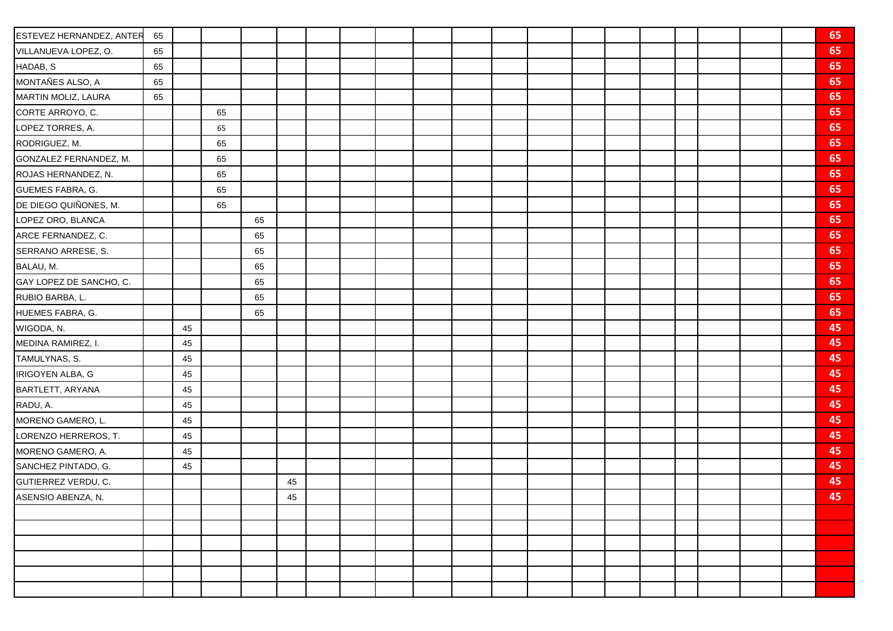| | | | | | | | | | | | | | | | | | | | | |
|---|---|---|---|---|---|---|---|---|---|---|---|---|---|---|---|---|---|---|---|---|
| ESTEVEZ HERNANDEZ, ANTER | 65 | | | | | | | | | | | | | | | | | | | 65 |
| VILLANUEVA LOPEZ, O. | 65 | | | | | | | | | | | | | | | | | | | 65 |
| HADAB, S | 65 | | | | | | | | | | | | | | | | | | | 65 |
| MONTAÑES ALSO, A | 65 | | | | | | | | | | | | | | | | | | | 65 |
| MARTIN MOLIZ, LAURA | 65 | | | | | | | | | | | | | | | | | | | 65 |
| CORTE ARROYO, C. | | | 65 | | | | | | | | | | | | | | | | | 65 |
| LOPEZ TORRES, A. | | | 65 | | | | | | | | | | | | | | | | | 65 |
| RODRIGUEZ, M. | | | 65 | | | | | | | | | | | | | | | | | 65 |
| GONZALEZ FERNANDEZ, M. | | | 65 | | | | | | | | | | | | | | | | | 65 |
| ROJAS HERNANDEZ, N. | | | 65 | | | | | | | | | | | | | | | | | 65 |
| GUEMES FABRA, G. | | | 65 | | | | | | | | | | | | | | | | | 65 |
| DE DIEGO QUIÑONES, M. | | | 65 | | | | | | | | | | | | | | | | | 65 |
| LOPEZ ORO, BLANCA | | | | 65 | | | | | | | | | | | | | | | | 65 |
| ARCE FERNANDEZ, C. | | | | 65 | | | | | | | | | | | | | | | | 65 |
| SERRANO ARRESE, S. | | | | 65 | | | | | | | | | | | | | | | | 65 |
| BALAU, M. | | | | 65 | | | | | | | | | | | | | | | | 65 |
| GAY LOPEZ DE SANCHO, C. | | | | 65 | | | | | | | | | | | | | | | | 65 |
| RUBIO BARBA, L. | | | | 65 | | | | | | | | | | | | | | | | 65 |
| HUEMES FABRA, G. | | | | 65 | | | | | | | | | | | | | | | | 65 |
| WIGODA, N. | | 45 | | | | | | | | | | | | | | | | | | 45 |
| MEDINA RAMIREZ, I. | | 45 | | | | | | | | | | | | | | | | | | 45 |
| TAMULYNAS, S. | | 45 | | | | | | | | | | | | | | | | | | 45 |
| IRIGOYEN ALBA, G | | 45 | | | | | | | | | | | | | | | | | | 45 |
| BARTLETT, ARYANA | | 45 | | | | | | | | | | | | | | | | | | 45 |
| RADU, A. | | 45 | | | | | | | | | | | | | | | | | | 45 |
| MORENO GAMERO, L. | | 45 | | | | | | | | | | | | | | | | | | 45 |
| LORENZO HERREROS, T. | | 45 | | | | | | | | | | | | | | | | | | 45 |
| MORENO GAMERO, A. | | 45 | | | | | | | | | | | | | | | | | | 45 |
| SANCHEZ PINTADO, G. | | 45 | | | | | | | | | | | | | | | | | | 45 |
| GUTIERREZ VERDU, C. | | | | | 45 | | | | | | | | | | | | | | | 45 |
| ASENSIO ABENZA, N. | | | | | 45 | | | | | | | | | | | | | | | 45 |
| | | | | | | | | | | | | | | | | | | | | |
| | | | | | | | | | | | | | | | | | | | | |
| | | | | | | | | | | | | | | | | | | | | |
| | | | | | | | | | | | | | | | | | | | | |
| | | | | | | | | | | | | | | | | | | | | |
| | | | | | | | | | | | | | | | | | | | | |